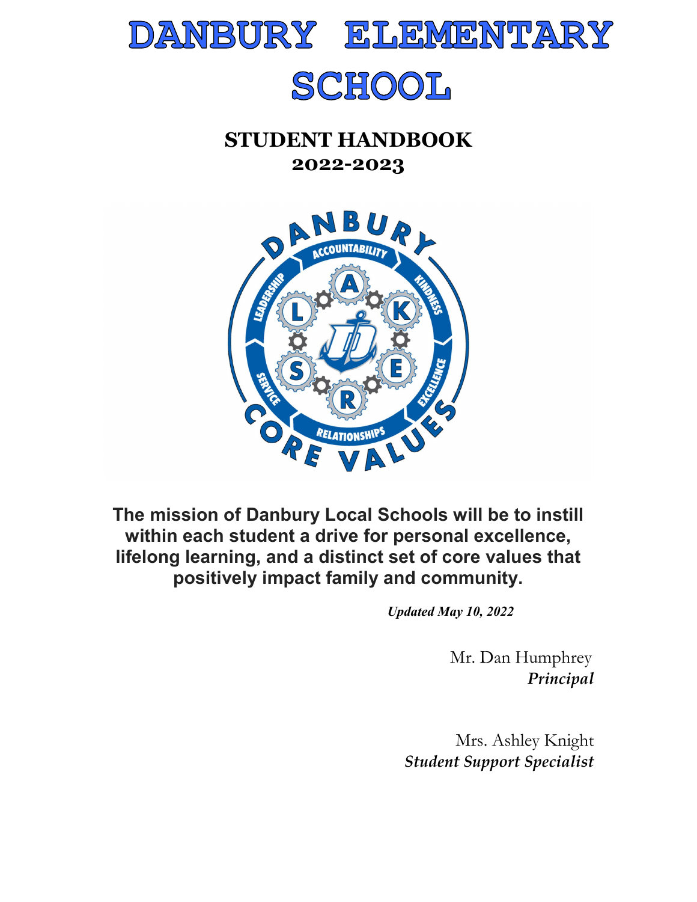# DANBURY ELEMENTARY SCHOOL

## STUDENT HANDBOOK
## 2022-2023

**The mission of Danbury Local Schools will be to instill within each student a drive for personal excellence, lifelong learning, and a distinct set of core values that positively impact family and community.**

***Updated May 10, 2022***

Mr. Dan Humphrey
***Principal***

Mrs. Ashley Knight
***Student Support Specialist***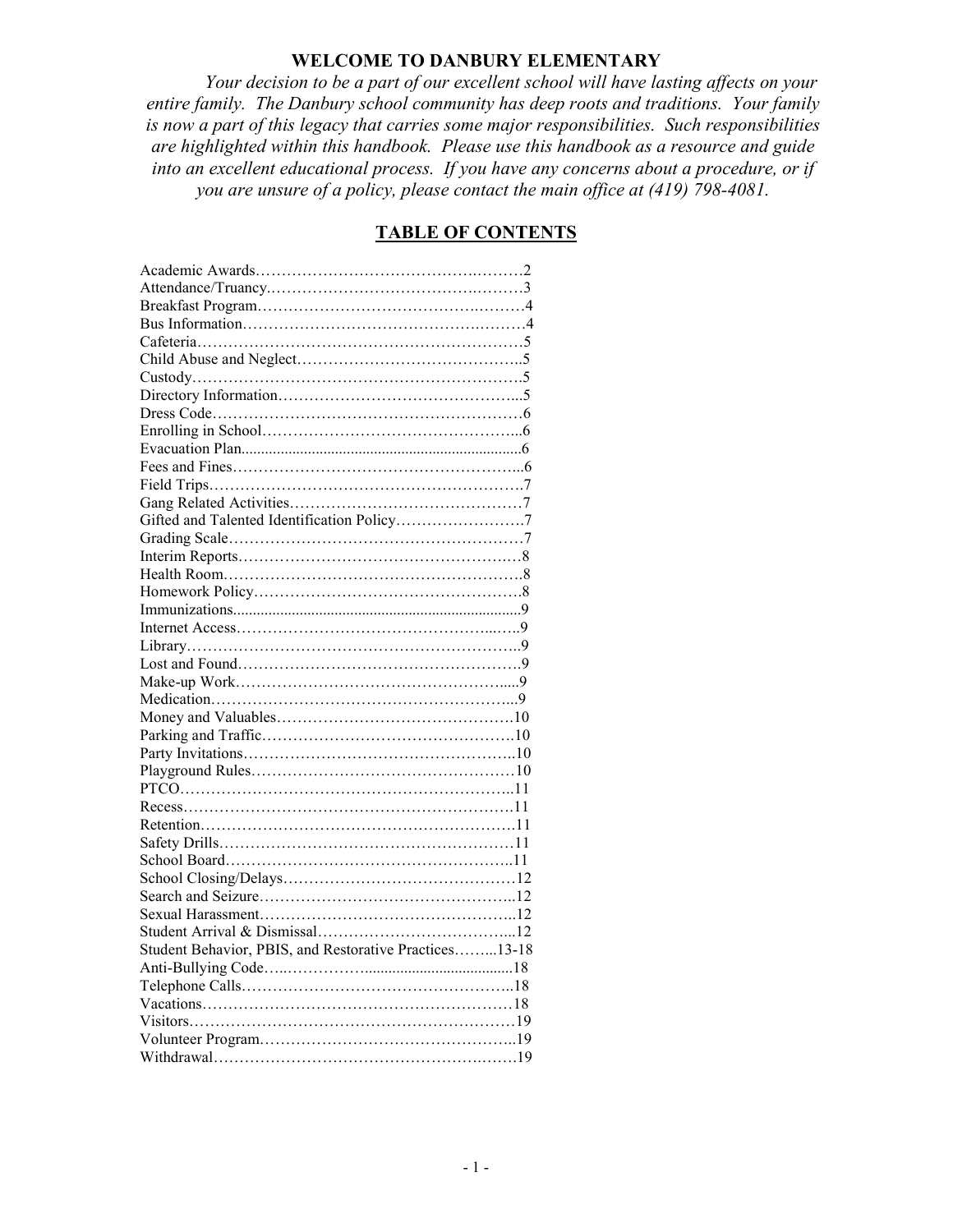# WELCOME TO DANBURY ELEMENTARY

*Your decision to be a part of our excellent school will have lasting affects on your entire family. The Danbury school community has deep roots and traditions. Your family is now a part of this legacy that carries some major responsibilities. Such responsibilities are highlighted within this handbook. Please use this handbook as a resource and guide into an excellent educational process. If you have any concerns about a procedure, or if you are unsure of a policy, please contact the main office at (419) 798-4081.*

## TABLE OF CONTENTS

| Section | Page |
| --- | --- |
| Academic Awards | 2 |
| Attendance/Truancy | 3 |
| Breakfast Program | 4 |
| Bus Information | 4 |
| Cafeteria | 5 |
| Child Abuse and Neglect | 5 |
| Custody | 5 |
| Directory Information | 5 |
| Dress Code | 6 |
| Enrolling in School | 6 |
| Evacuation Plan | 6 |
| Fees and Fines | 6 |
| Field Trips | 7 |
| Gang Related Activities | 7 |
| Gifted and Talented Identification Policy | 7 |
| Grading Scale | 7 |
| Interim Reports | 8 |
| Health Room | 8 |
| Homework Policy | 8 |
| Immunizations | 9 |
| Internet Access | 9 |
| Library | 9 |
| Lost and Found | 9 |
| Make-up Work | 9 |
| Medication | 9 |
| Money and Valuables | 10 |
| Parking and Traffic | 10 |
| Party Invitations | 10 |
| Playground Rules | 10 |
| PTCO | 11 |
| Recess | 11 |
| Retention | 11 |
| Safety Drills | 11 |
| School Board | 11 |
| School Closing/Delays | 12 |
| Search and Seizure | 12 |
| Sexual Harassment | 12 |
| Student Arrival & Dismissal | 12 |
| Student Behavior, PBIS, and Restorative Practices | 13-18 |
| Anti-Bullying Code | 18 |
| Telephone Calls | 18 |
| Vacations | 18 |
| Visitors | 19 |
| Volunteer Program | 19 |
| Withdrawal | 19 |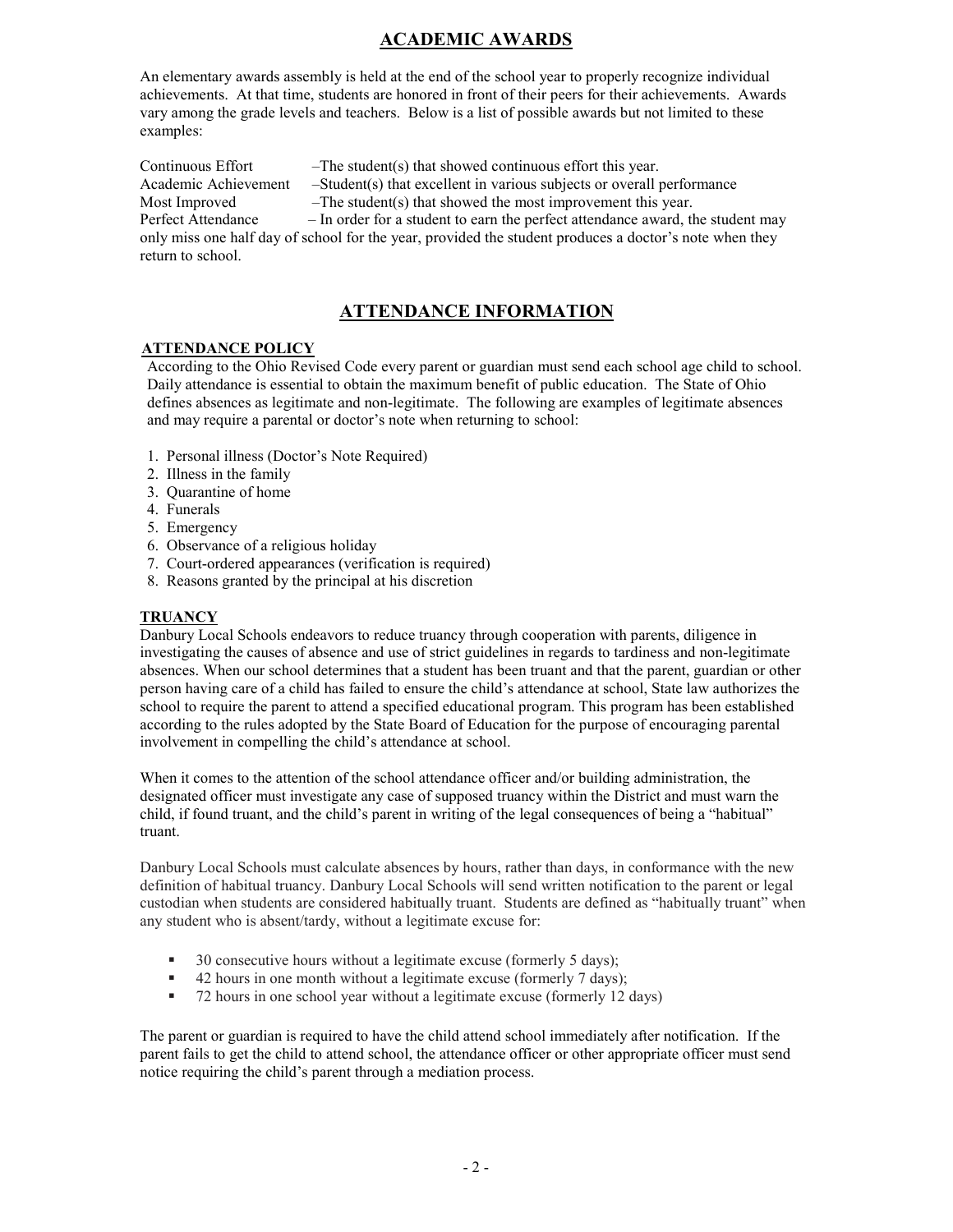## ACADEMIC AWARDS

An elementary awards assembly is held at the end of the school year to properly recognize individual achievements. At that time, students are honored in front of their peers for their achievements. Awards vary among the grade levels and teachers. Below is a list of possible awards but not limited to these examples:

Continuous Effort –The student(s) that showed continuous effort this year.
Academic Achievement –Student(s) that excellent in various subjects or overall performance
Most Improved –The student(s) that showed the most improvement this year.
Perfect Attendance – In order for a student to earn the perfect attendance award, the student may only miss one half day of school for the year, provided the student produces a doctor's note when they return to school.

## ATTENDANCE INFORMATION

### ATTENDANCE POLICY

According to the Ohio Revised Code every parent or guardian must send each school age child to school. Daily attendance is essential to obtain the maximum benefit of public education. The State of Ohio defines absences as legitimate and non-legitimate. The following are examples of legitimate absences and may require a parental or doctor's note when returning to school:

1. Personal illness (Doctor's Note Required)
2. Illness in the family
3. Quarantine of home
4. Funerals
5. Emergency
6. Observance of a religious holiday
7. Court-ordered appearances (verification is required)
8. Reasons granted by the principal at his discretion

### TRUANCY

Danbury Local Schools endeavors to reduce truancy through cooperation with parents, diligence in investigating the causes of absence and use of strict guidelines in regards to tardiness and non-legitimate absences. When our school determines that a student has been truant and that the parent, guardian or other person having care of a child has failed to ensure the child's attendance at school, State law authorizes the school to require the parent to attend a specified educational program. This program has been established according to the rules adopted by the State Board of Education for the purpose of encouraging parental involvement in compelling the child's attendance at school.

When it comes to the attention of the school attendance officer and/or building administration, the designated officer must investigate any case of supposed truancy within the District and must warn the child, if found truant, and the child's parent in writing of the legal consequences of being a "habitual" truant.

Danbury Local Schools must calculate absences by hours, rather than days, in conformance with the new definition of habitual truancy. Danbury Local Schools will send written notification to the parent or legal custodian when students are considered habitually truant. Students are defined as "habitually truant" when any student who is absent/tardy, without a legitimate excuse for:

- 30 consecutive hours without a legitimate excuse (formerly 5 days);
- 42 hours in one month without a legitimate excuse (formerly 7 days);
- 72 hours in one school year without a legitimate excuse (formerly 12 days)

The parent or guardian is required to have the child attend school immediately after notification. If the parent fails to get the child to attend school, the attendance officer or other appropriate officer must send notice requiring the child's parent through a mediation process.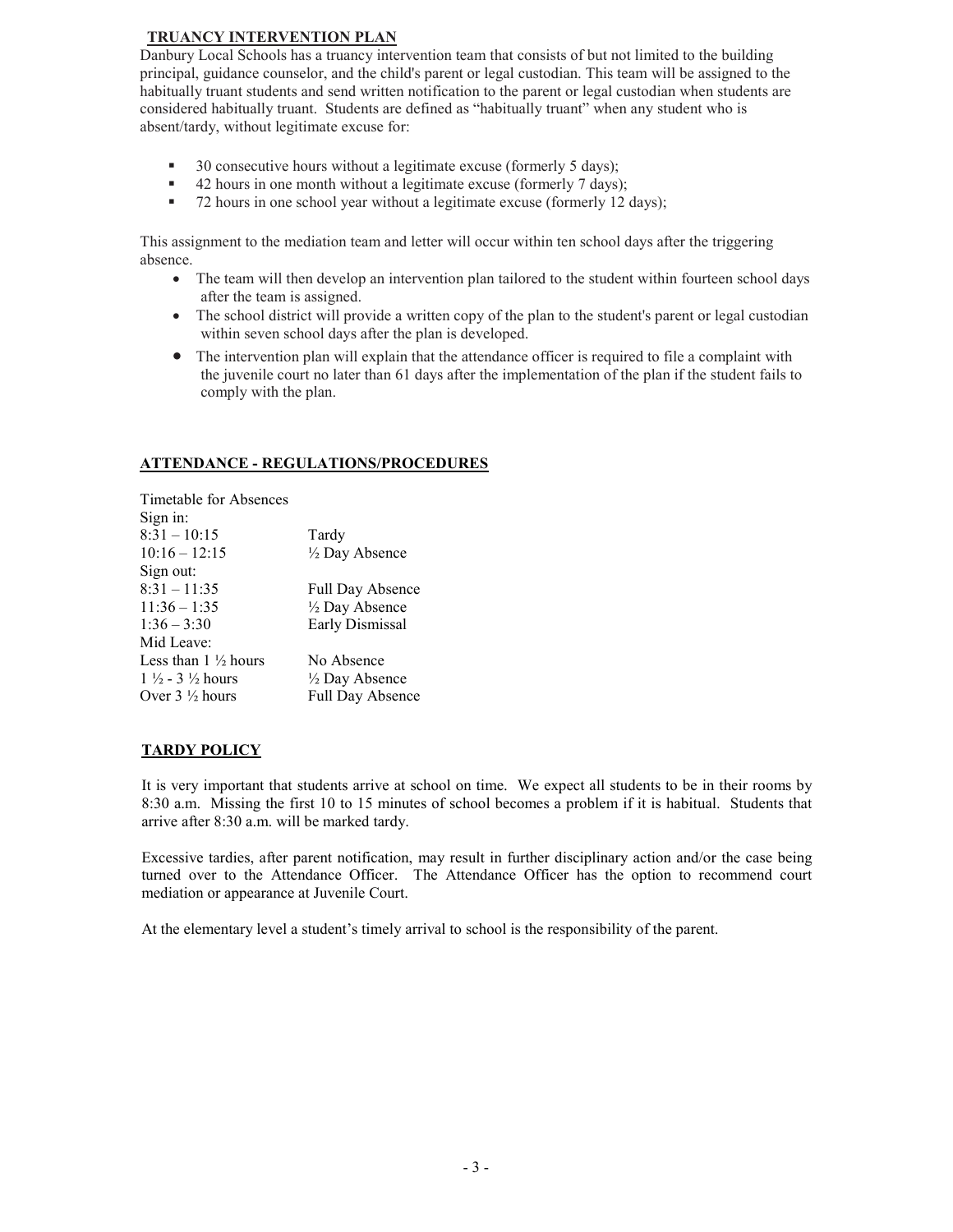## TRUANCY INTERVENTION PLAN

Danbury Local Schools has a truancy intervention team that consists of but not limited to the building principal, guidance counselor, and the child's parent or legal custodian. This team will be assigned to the habitually truant students and send written notification to the parent or legal custodian when students are considered habitually truant. Students are defined as "habitually truant" when any student who is absent/tardy, without legitimate excuse for:

- 30 consecutive hours without a legitimate excuse (formerly 5 days);
- 42 hours in one month without a legitimate excuse (formerly 7 days);
- 72 hours in one school year without a legitimate excuse (formerly 12 days);

This assignment to the mediation team and letter will occur within ten school days after the triggering absence.

- The team will then develop an intervention plan tailored to the student within fourteen school days after the team is assigned.
- The school district will provide a written copy of the plan to the student's parent or legal custodian within seven school days after the plan is developed.
- The intervention plan will explain that the attendance officer is required to file a complaint with the juvenile court no later than 61 days after the implementation of the plan if the student fails to comply with the plan.

## ATTENDANCE - REGULATIONS/PROCEDURES

Timetable for Absences

| | |
|---|---|
| **Sign in:** | |
| 8:31 – 10:15 | Tardy |
| 10:16 – 12:15 | ½ Day Absence |
| **Sign out:** | |
| 8:31 – 11:35 | Full Day Absence |
| 11:36 – 1:35 | ½ Day Absence |
| 1:36 – 3:30 | Early Dismissal |
| **Mid Leave:** | |
| Less than 1 ½ hours | No Absence |
| 1 ½ - 3 ½ hours | ½ Day Absence |
| Over 3 ½ hours | Full Day Absence |

## TARDY POLICY

It is very important that students arrive at school on time. We expect all students to be in their rooms by 8:30 a.m. Missing the first 10 to 15 minutes of school becomes a problem if it is habitual. Students that arrive after 8:30 a.m. will be marked tardy.

Excessive tardies, after parent notification, may result in further disciplinary action and/or the case being turned over to the Attendance Officer. The Attendance Officer has the option to recommend court mediation or appearance at Juvenile Court.

At the elementary level a student's timely arrival to school is the responsibility of the parent.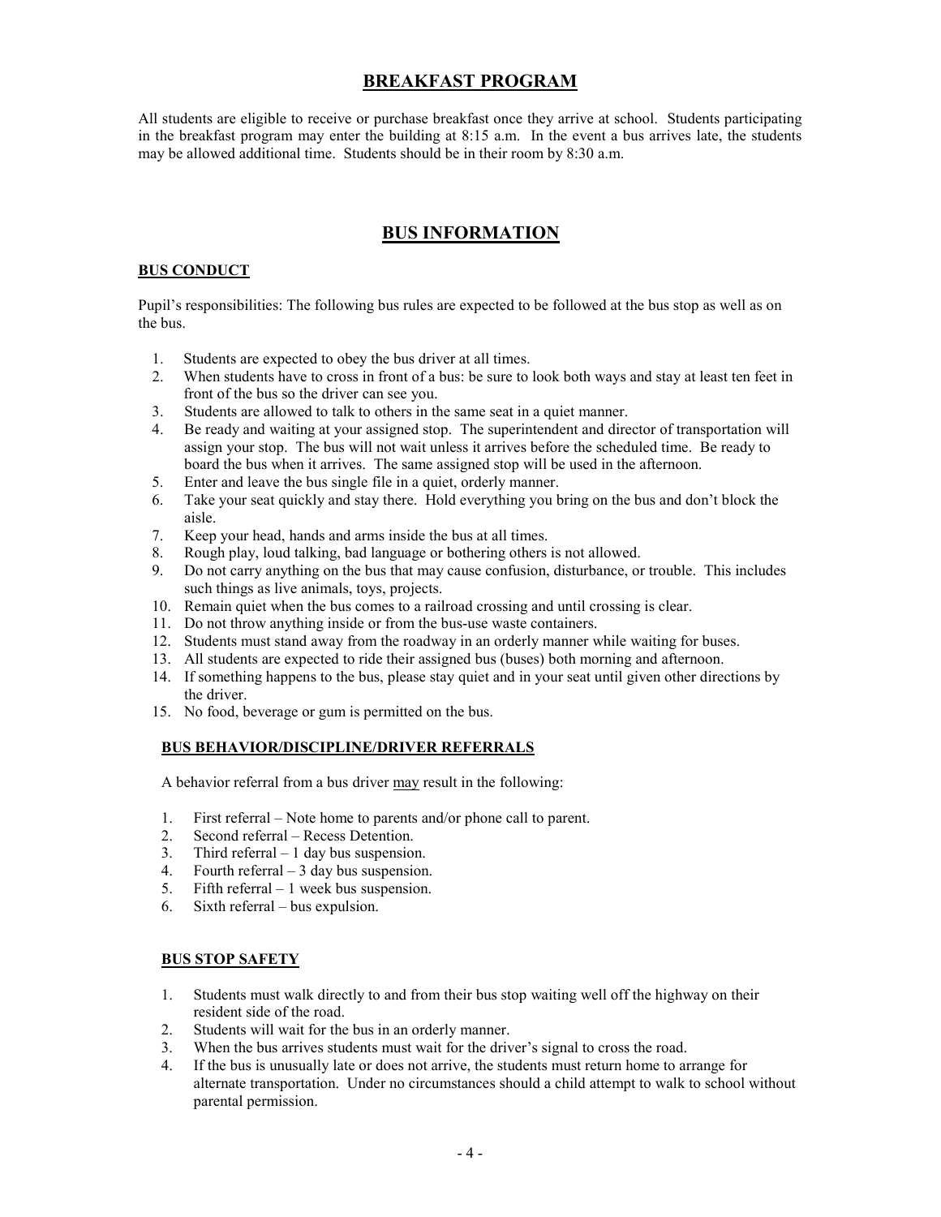## BREAKFAST PROGRAM

All students are eligible to receive or purchase breakfast once they arrive at school. Students participating in the breakfast program may enter the building at 8:15 a.m. In the event a bus arrives late, the students may be allowed additional time. Students should be in their room by 8:30 a.m.

## BUS INFORMATION

### BUS CONDUCT

Pupil's responsibilities: The following bus rules are expected to be followed at the bus stop as well as on the bus.

1. Students are expected to obey the bus driver at all times.
2. When students have to cross in front of a bus: be sure to look both ways and stay at least ten feet in front of the bus so the driver can see you.
3. Students are allowed to talk to others in the same seat in a quiet manner.
4. Be ready and waiting at your assigned stop. The superintendent and director of transportation will assign your stop. The bus will not wait unless it arrives before the scheduled time. Be ready to board the bus when it arrives. The same assigned stop will be used in the afternoon.
5. Enter and leave the bus single file in a quiet, orderly manner.
6. Take your seat quickly and stay there. Hold everything you bring on the bus and don't block the aisle.
7. Keep your head, hands and arms inside the bus at all times.
8. Rough play, loud talking, bad language or bothering others is not allowed.
9. Do not carry anything on the bus that may cause confusion, disturbance, or trouble. This includes such things as live animals, toys, projects.
10. Remain quiet when the bus comes to a railroad crossing and until crossing is clear.
11. Do not throw anything inside or from the bus-use waste containers.
12. Students must stand away from the roadway in an orderly manner while waiting for buses.
13. All students are expected to ride their assigned bus (buses) both morning and afternoon.
14. If something happens to the bus, please stay quiet and in your seat until given other directions by the driver.
15. No food, beverage or gum is permitted on the bus.

### BUS BEHAVIOR/DISCIPLINE/DRIVER REFERRALS

A behavior referral from a bus driver may result in the following:

1. First referral – Note home to parents and/or phone call to parent.
2. Second referral – Recess Detention.
3. Third referral – 1 day bus suspension.
4. Fourth referral – 3 day bus suspension.
5. Fifth referral – 1 week bus suspension.
6. Sixth referral – bus expulsion.

### BUS STOP SAFETY

1. Students must walk directly to and from their bus stop waiting well off the highway on their resident side of the road.
2. Students will wait for the bus in an orderly manner.
3. When the bus arrives students must wait for the driver's signal to cross the road.
4. If the bus is unusually late or does not arrive, the students must return home to arrange for alternate transportation. Under no circumstances should a child attempt to walk to school without parental permission.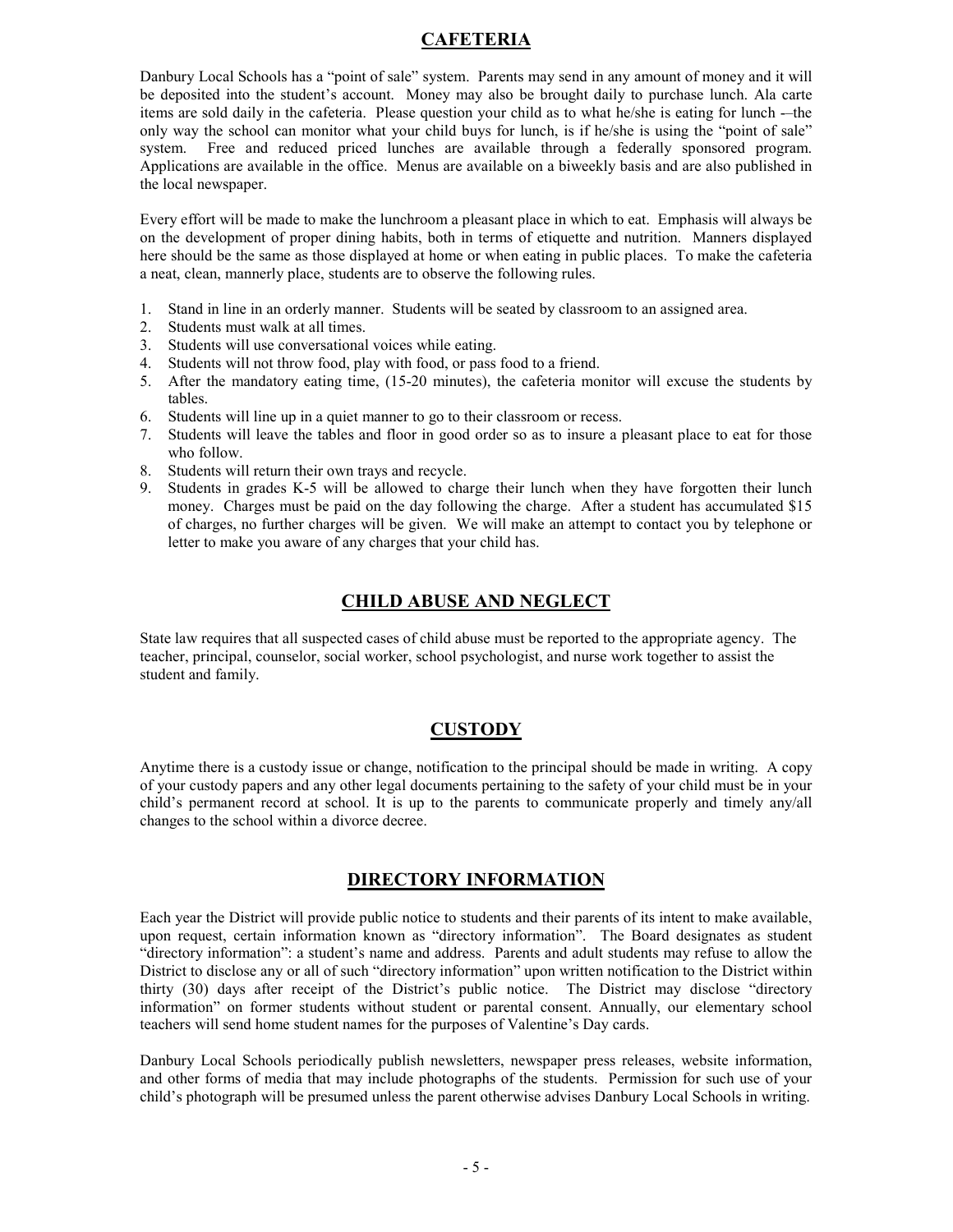## CAFETERIA

Danbury Local Schools has a "point of sale" system. Parents may send in any amount of money and it will be deposited into the student's account. Money may also be brought daily to purchase lunch. Ala carte items are sold daily in the cafeteria. Please question your child as to what he/she is eating for lunch -–the only way the school can monitor what your child buys for lunch, is if he/she is using the "point of sale" system. Free and reduced priced lunches are available through a federally sponsored program. Applications are available in the office. Menus are available on a biweekly basis and are also published in the local newspaper.

Every effort will be made to make the lunchroom a pleasant place in which to eat. Emphasis will always be on the development of proper dining habits, both in terms of etiquette and nutrition. Manners displayed here should be the same as those displayed at home or when eating in public places. To make the cafeteria a neat, clean, mannerly place, students are to observe the following rules.

1. Stand in line in an orderly manner. Students will be seated by classroom to an assigned area.
2. Students must walk at all times.
3. Students will use conversational voices while eating.
4. Students will not throw food, play with food, or pass food to a friend.
5. After the mandatory eating time, (15-20 minutes), the cafeteria monitor will excuse the students by tables.
6. Students will line up in a quiet manner to go to their classroom or recess.
7. Students will leave the tables and floor in good order so as to insure a pleasant place to eat for those who follow.
8. Students will return their own trays and recycle.
9. Students in grades K-5 will be allowed to charge their lunch when they have forgotten their lunch money. Charges must be paid on the day following the charge. After a student has accumulated $15 of charges, no further charges will be given. We will make an attempt to contact you by telephone or letter to make you aware of any charges that your child has.

## CHILD ABUSE AND NEGLECT

State law requires that all suspected cases of child abuse must be reported to the appropriate agency. The teacher, principal, counselor, social worker, school psychologist, and nurse work together to assist the student and family.

## CUSTODY

Anytime there is a custody issue or change, notification to the principal should be made in writing. A copy of your custody papers and any other legal documents pertaining to the safety of your child must be in your child's permanent record at school. It is up to the parents to communicate properly and timely any/all changes to the school within a divorce decree.

## DIRECTORY INFORMATION

Each year the District will provide public notice to students and their parents of its intent to make available, upon request, certain information known as "directory information". The Board designates as student "directory information": a student's name and address. Parents and adult students may refuse to allow the District to disclose any or all of such "directory information" upon written notification to the District within thirty (30) days after receipt of the District's public notice. The District may disclose "directory information" on former students without student or parental consent. Annually, our elementary school teachers will send home student names for the purposes of Valentine's Day cards.

Danbury Local Schools periodically publish newsletters, newspaper press releases, website information, and other forms of media that may include photographs of the students. Permission for such use of your child's photograph will be presumed unless the parent otherwise advises Danbury Local Schools in writing.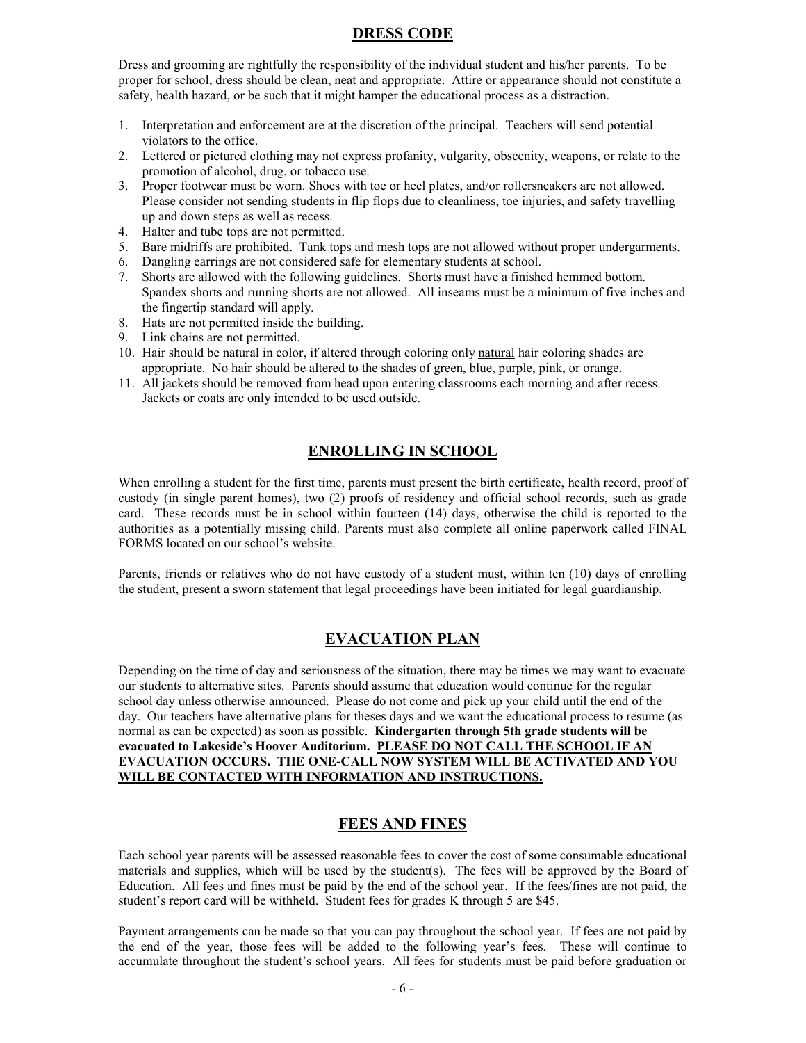## DRESS CODE

Dress and grooming are rightfully the responsibility of the individual student and his/her parents. To be proper for school, dress should be clean, neat and appropriate. Attire or appearance should not constitute a safety, health hazard, or be such that it might hamper the educational process as a distraction.

1. Interpretation and enforcement are at the discretion of the principal. Teachers will send potential violators to the office.
2. Lettered or pictured clothing may not express profanity, vulgarity, obscenity, weapons, or relate to the promotion of alcohol, drug, or tobacco use.
3. Proper footwear must be worn. Shoes with toe or heel plates, and/or rollersneakers are not allowed. Please consider not sending students in flip flops due to cleanliness, toe injuries, and safety travelling up and down steps as well as recess.
4. Halter and tube tops are not permitted.
5. Bare midriffs are prohibited. Tank tops and mesh tops are not allowed without proper undergarments.
6. Dangling earrings are not considered safe for elementary students at school.
7. Shorts are allowed with the following guidelines. Shorts must have a finished hemmed bottom. Spandex shorts and running shorts are not allowed. All inseams must be a minimum of five inches and the fingertip standard will apply.
8. Hats are not permitted inside the building.
9. Link chains are not permitted.
10. Hair should be natural in color, if altered through coloring only natural hair coloring shades are appropriate. No hair should be altered to the shades of green, blue, purple, pink, or orange.
11. All jackets should be removed from head upon entering classrooms each morning and after recess. Jackets or coats are only intended to be used outside.

## ENROLLING IN SCHOOL

When enrolling a student for the first time, parents must present the birth certificate, health record, proof of custody (in single parent homes), two (2) proofs of residency and official school records, such as grade card. These records must be in school within fourteen (14) days, otherwise the child is reported to the authorities as a potentially missing child. Parents must also complete all online paperwork called FINAL FORMS located on our school's website.

Parents, friends or relatives who do not have custody of a student must, within ten (10) days of enrolling the student, present a sworn statement that legal proceedings have been initiated for legal guardianship.

## EVACUATION PLAN

Depending on the time of day and seriousness of the situation, there may be times we may want to evacuate our students to alternative sites. Parents should assume that education would continue for the regular school day unless otherwise announced. Please do not come and pick up your child until the end of the day. Our teachers have alternative plans for theses days and we want the educational process to resume (as normal as can be expected) as soon as possible. **Kindergarten through 5th grade students will be evacuated to Lakeside's Hoover Auditorium. PLEASE DO NOT CALL THE SCHOOL IF AN EVACUATION OCCURS. THE ONE-CALL NOW SYSTEM WILL BE ACTIVATED AND YOU WILL BE CONTACTED WITH INFORMATION AND INSTRUCTIONS.**

## FEES AND FINES

Each school year parents will be assessed reasonable fees to cover the cost of some consumable educational materials and supplies, which will be used by the student(s). The fees will be approved by the Board of Education. All fees and fines must be paid by the end of the school year. If the fees/fines are not paid, the student's report card will be withheld. Student fees for grades K through 5 are $45.

Payment arrangements can be made so that you can pay throughout the school year. If fees are not paid by the end of the year, those fees will be added to the following year's fees. These will continue to accumulate throughout the student's school years. All fees for students must be paid before graduation or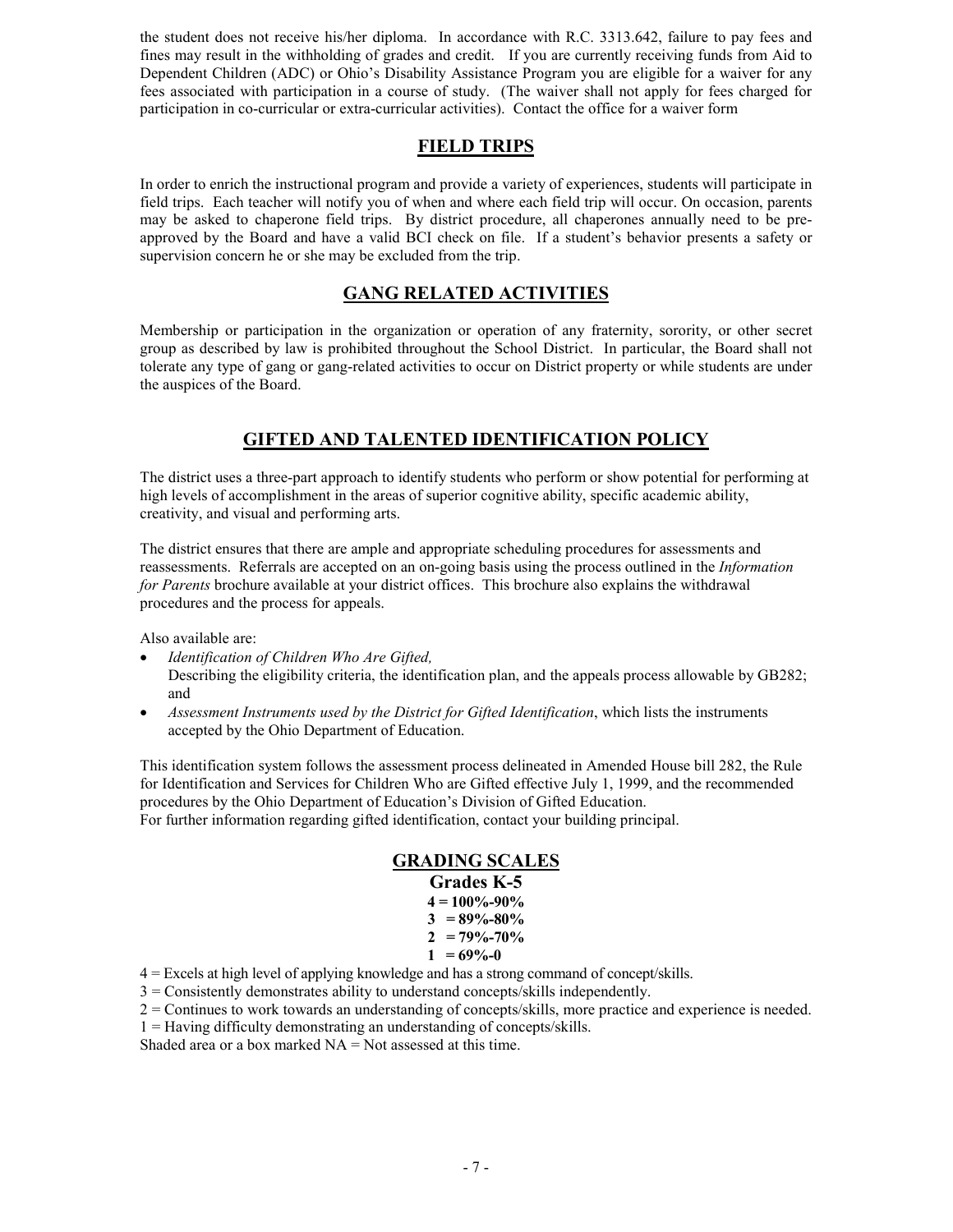the student does not receive his/her diploma. In accordance with R.C. 3313.642, failure to pay fees and fines may result in the withholding of grades and credit. If you are currently receiving funds from Aid to Dependent Children (ADC) or Ohio's Disability Assistance Program you are eligible for a waiver for any fees associated with participation in a course of study. (The waiver shall not apply for fees charged for participation in co-curricular or extra-curricular activities). Contact the office for a waiver form

## FIELD TRIPS

In order to enrich the instructional program and provide a variety of experiences, students will participate in field trips. Each teacher will notify you of when and where each field trip will occur. On occasion, parents may be asked to chaperone field trips. By district procedure, all chaperones annually need to be pre-approved by the Board and have a valid BCI check on file. If a student's behavior presents a safety or supervision concern he or she may be excluded from the trip.

## GANG RELATED ACTIVITIES

Membership or participation in the organization or operation of any fraternity, sorority, or other secret group as described by law is prohibited throughout the School District. In particular, the Board shall not tolerate any type of gang or gang-related activities to occur on District property or while students are under the auspices of the Board.

## GIFTED AND TALENTED IDENTIFICATION POLICY

The district uses a three-part approach to identify students who perform or show potential for performing at high levels of accomplishment in the areas of superior cognitive ability, specific academic ability, creativity, and visual and performing arts.

The district ensures that there are ample and appropriate scheduling procedures for assessments and reassessments. Referrals are accepted on an on-going basis using the process outlined in the *Information for Parents* brochure available at your district offices. This brochure also explains the withdrawal procedures and the process for appeals.

Also available are:

- *Identification of Children Who Are Gifted,*
  Describing the eligibility criteria, the identification plan, and the appeals process allowable by GB282; and
- *Assessment Instruments used by the District for Gifted Identification*, which lists the instruments accepted by the Ohio Department of Education.

This identification system follows the assessment process delineated in Amended House bill 282, the Rule for Identification and Services for Children Who are Gifted effective July 1, 1999, and the recommended procedures by the Ohio Department of Education's Division of Gifted Education.
For further information regarding gifted identification, contact your building principal.

## GRADING SCALES

### Grades K-5

**4 = 100%-90%**
**3 = 89%-80%**
**2 = 79%-70%**
**1 = 69%-0**

4 = Excels at high level of applying knowledge and has a strong command of concept/skills.
3 = Consistently demonstrates ability to understand concepts/skills independently.
2 = Continues to work towards an understanding of concepts/skills, more practice and experience is needed.
1 = Having difficulty demonstrating an understanding of concepts/skills.
Shaded area or a box marked NA = Not assessed at this time.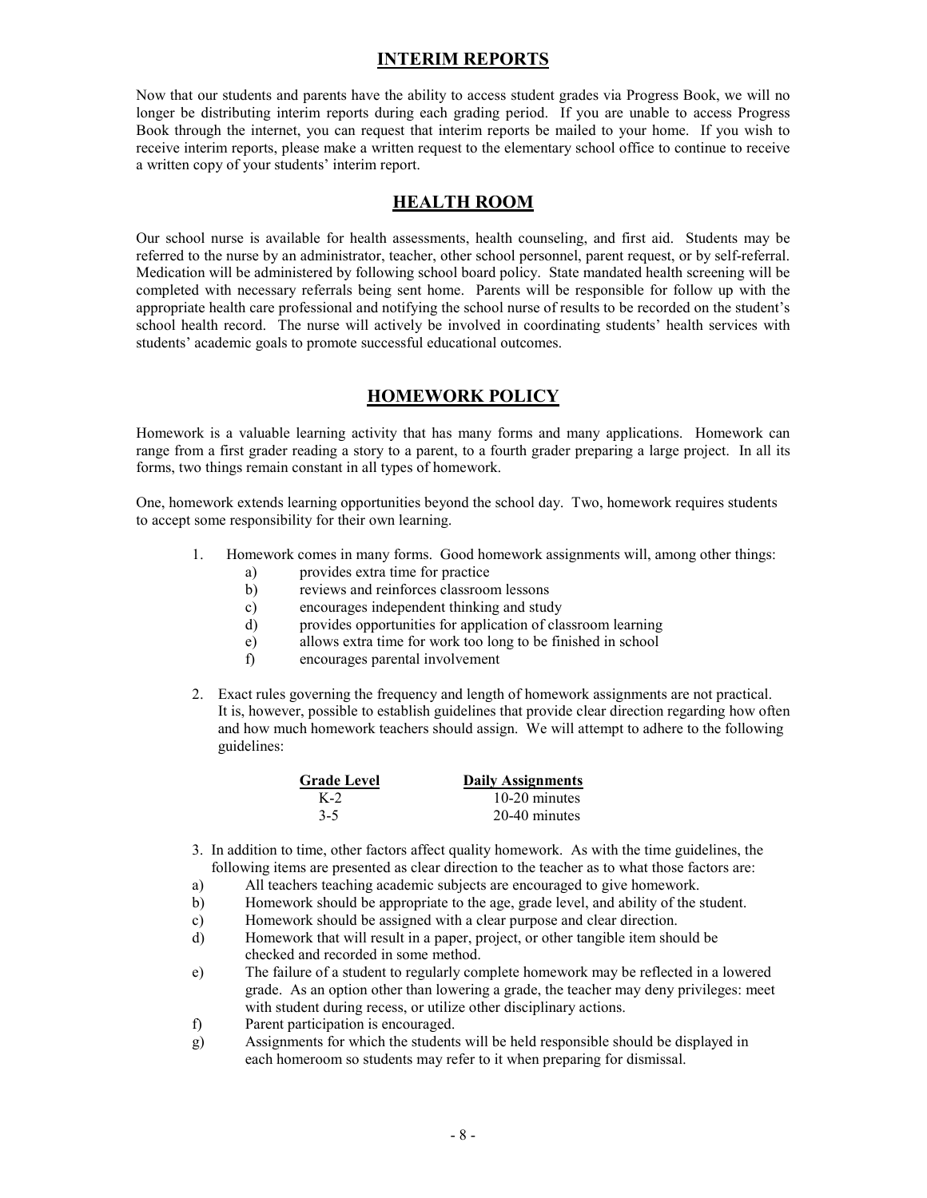## INTERIM REPORTS

Now that our students and parents have the ability to access student grades via Progress Book, we will no longer be distributing interim reports during each grading period. If you are unable to access Progress Book through the internet, you can request that interim reports be mailed to your home. If you wish to receive interim reports, please make a written request to the elementary school office to continue to receive a written copy of your students' interim report.

## HEALTH ROOM

Our school nurse is available for health assessments, health counseling, and first aid. Students may be referred to the nurse by an administrator, teacher, other school personnel, parent request, or by self-referral. Medication will be administered by following school board policy. State mandated health screening will be completed with necessary referrals being sent home. Parents will be responsible for follow up with the appropriate health care professional and notifying the school nurse of results to be recorded on the student's school health record. The nurse will actively be involved in coordinating students' health services with students' academic goals to promote successful educational outcomes.

## HOMEWORK POLICY

Homework is a valuable learning activity that has many forms and many applications. Homework can range from a first grader reading a story to a parent, to a fourth grader preparing a large project. In all its forms, two things remain constant in all types of homework.

One, homework extends learning opportunities beyond the school day. Two, homework requires students to accept some responsibility for their own learning.

1. Homework comes in many forms. Good homework assignments will, among other things:
   - a) provides extra time for practice
   - b) reviews and reinforces classroom lessons
   - c) encourages independent thinking and study
   - d) provides opportunities for application of classroom learning
   - e) allows extra time for work too long to be finished in school
   - f) encourages parental involvement

2. Exact rules governing the frequency and length of homework assignments are not practical. It is, however, possible to establish guidelines that provide clear direction regarding how often and how much homework teachers should assign. We will attempt to adhere to the following guidelines:

| Grade Level | Daily Assignments |
|---|---|
| K-2 | 10-20 minutes |
| 3-5 | 20-40 minutes |

3. In addition to time, other factors affect quality homework. As with the time guidelines, the following items are presented as clear direction to the teacher as to what those factors are:
   - a) All teachers teaching academic subjects are encouraged to give homework.
   - b) Homework should be appropriate to the age, grade level, and ability of the student.
   - c) Homework should be assigned with a clear purpose and clear direction.
   - d) Homework that will result in a paper, project, or other tangible item should be checked and recorded in some method.
   - e) The failure of a student to regularly complete homework may be reflected in a lowered grade. As an option other than lowering a grade, the teacher may deny privileges: meet with student during recess, or utilize other disciplinary actions.
   - f) Parent participation is encouraged.
   - g) Assignments for which the students will be held responsible should be displayed in each homeroom so students may refer to it when preparing for dismissal.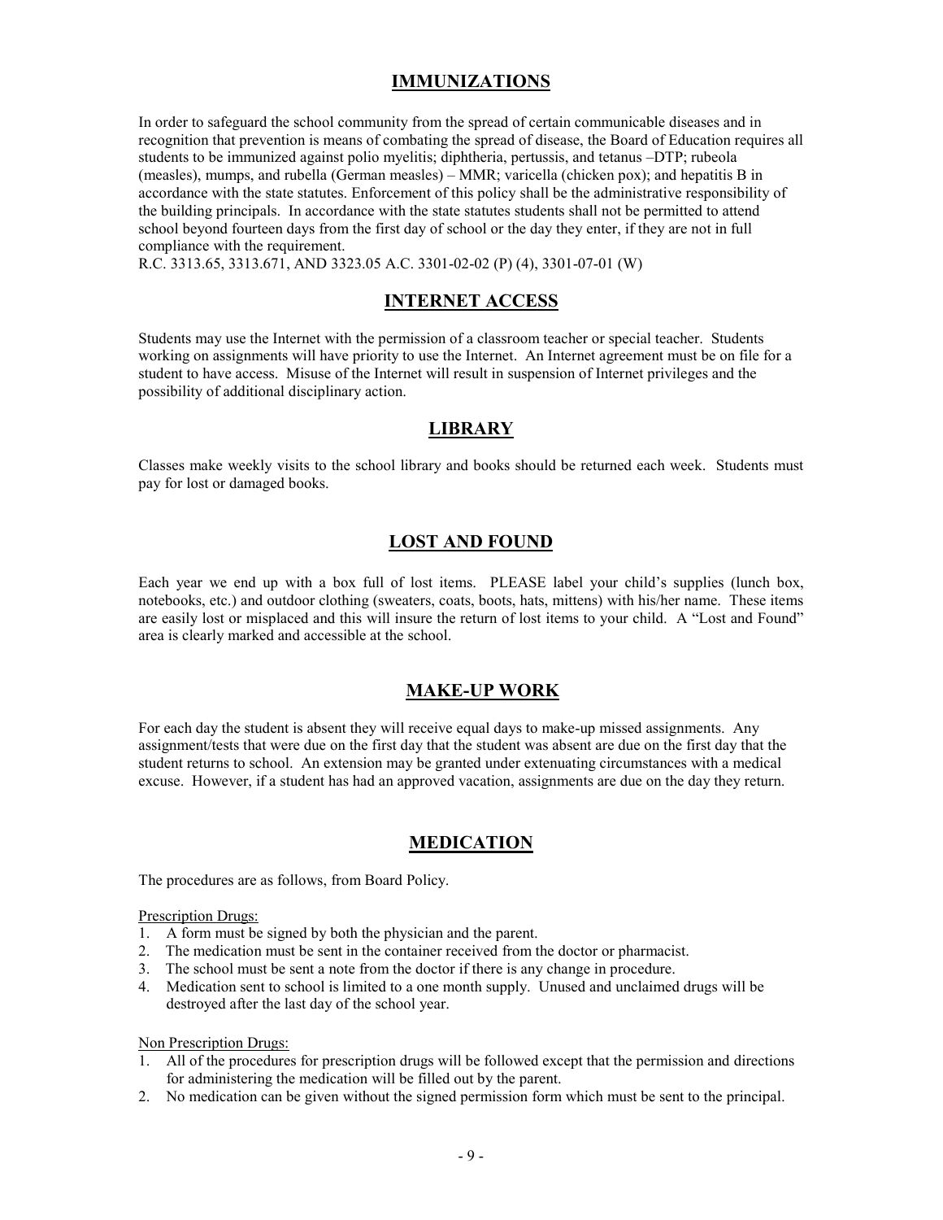## IMMUNIZATIONS

In order to safeguard the school community from the spread of certain communicable diseases and in recognition that prevention is means of combating the spread of disease, the Board of Education requires all students to be immunized against polio myelitis; diphtheria, pertussis, and tetanus –DTP; rubeola (measles), mumps, and rubella (German measles) – MMR; varicella (chicken pox); and hepatitis B in accordance with the state statutes. Enforcement of this policy shall be the administrative responsibility of the building principals. In accordance with the state statutes students shall not be permitted to attend school beyond fourteen days from the first day of school or the day they enter, if they are not in full compliance with the requirement.
R.C. 3313.65, 3313.671, AND 3323.05 A.C. 3301-02-02 (P) (4), 3301-07-01 (W)

## INTERNET ACCESS

Students may use the Internet with the permission of a classroom teacher or special teacher. Students working on assignments will have priority to use the Internet. An Internet agreement must be on file for a student to have access. Misuse of the Internet will result in suspension of Internet privileges and the possibility of additional disciplinary action.

## LIBRARY

Classes make weekly visits to the school library and books should be returned each week. Students must pay for lost or damaged books.

## LOST AND FOUND

Each year we end up with a box full of lost items. PLEASE label your child's supplies (lunch box, notebooks, etc.) and outdoor clothing (sweaters, coats, boots, hats, mittens) with his/her name. These items are easily lost or misplaced and this will insure the return of lost items to your child. A "Lost and Found" area is clearly marked and accessible at the school.

## MAKE-UP WORK

For each day the student is absent they will receive equal days to make-up missed assignments. Any assignment/tests that were due on the first day that the student was absent are due on the first day that the student returns to school. An extension may be granted under extenuating circumstances with a medical excuse. However, if a student has had an approved vacation, assignments are due on the day they return.

## MEDICATION

The procedures are as follows, from Board Policy.

Prescription Drugs:

1. A form must be signed by both the physician and the parent.
2. The medication must be sent in the container received from the doctor or pharmacist.
3. The school must be sent a note from the doctor if there is any change in procedure.
4. Medication sent to school is limited to a one month supply. Unused and unclaimed drugs will be destroyed after the last day of the school year.

Non Prescription Drugs:

1. All of the procedures for prescription drugs will be followed except that the permission and directions for administering the medication will be filled out by the parent.
2. No medication can be given without the signed permission form which must be sent to the principal.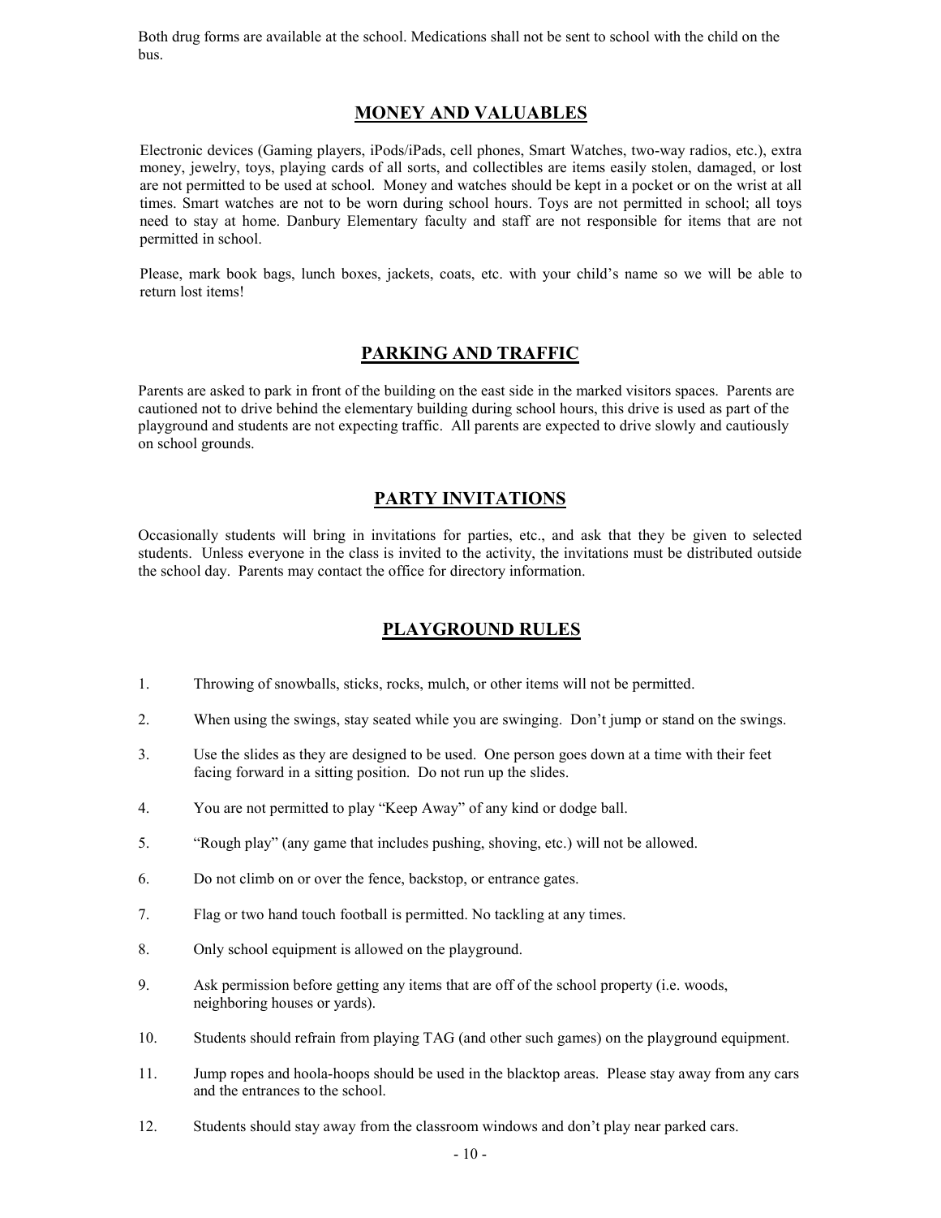Both drug forms are available at the school. Medications shall not be sent to school with the child on the bus.

## MONEY AND VALUABLES

Electronic devices (Gaming players, iPods/iPads, cell phones, Smart Watches, two-way radios, etc.), extra money, jewelry, toys, playing cards of all sorts, and collectibles are items easily stolen, damaged, or lost are not permitted to be used at school. Money and watches should be kept in a pocket or on the wrist at all times. Smart watches are not to be worn during school hours. Toys are not permitted in school; all toys need to stay at home. Danbury Elementary faculty and staff are not responsible for items that are not permitted in school.

Please, mark book bags, lunch boxes, jackets, coats, etc. with your child's name so we will be able to return lost items!

## PARKING AND TRAFFIC

Parents are asked to park in front of the building on the east side in the marked visitors spaces. Parents are cautioned not to drive behind the elementary building during school hours, this drive is used as part of the playground and students are not expecting traffic. All parents are expected to drive slowly and cautiously on school grounds.

## PARTY INVITATIONS

Occasionally students will bring in invitations for parties, etc., and ask that they be given to selected students. Unless everyone in the class is invited to the activity, the invitations must be distributed outside the school day. Parents may contact the office for directory information.

## PLAYGROUND RULES

1. Throwing of snowballs, sticks, rocks, mulch, or other items will not be permitted.
2. When using the swings, stay seated while you are swinging. Don't jump or stand on the swings.
3. Use the slides as they are designed to be used. One person goes down at a time with their feet facing forward in a sitting position. Do not run up the slides.
4. You are not permitted to play "Keep Away" of any kind or dodge ball.
5. "Rough play" (any game that includes pushing, shoving, etc.) will not be allowed.
6. Do not climb on or over the fence, backstop, or entrance gates.
7. Flag or two hand touch football is permitted. No tackling at any times.
8. Only school equipment is allowed on the playground.
9. Ask permission before getting any items that are off of the school property (i.e. woods, neighboring houses or yards).
10. Students should refrain from playing TAG (and other such games) on the playground equipment.
11. Jump ropes and hoola-hoops should be used in the blacktop areas. Please stay away from any cars and the entrances to the school.
12. Students should stay away from the classroom windows and don't play near parked cars.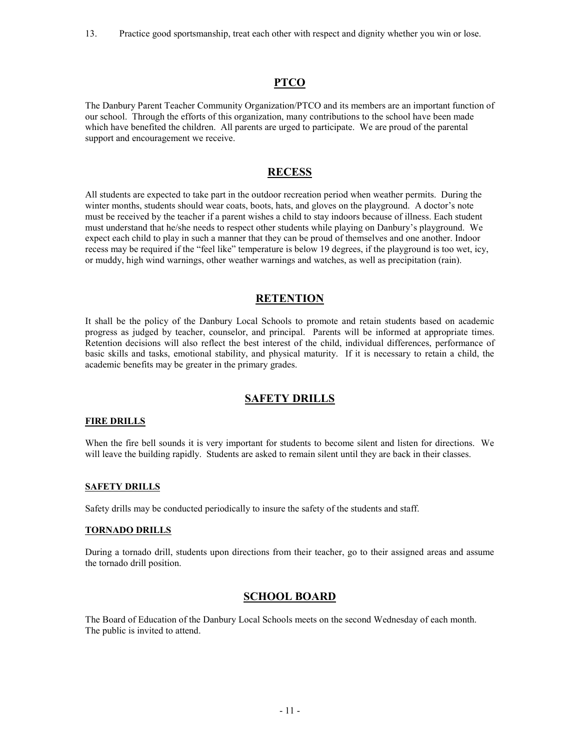13. Practice good sportsmanship, treat each other with respect and dignity whether you win or lose.

## PTCO

The Danbury Parent Teacher Community Organization/PTCO and its members are an important function of our school. Through the efforts of this organization, many contributions to the school have been made which have benefited the children. All parents are urged to participate. We are proud of the parental support and encouragement we receive.

## RECESS

All students are expected to take part in the outdoor recreation period when weather permits. During the winter months, students should wear coats, boots, hats, and gloves on the playground. A doctor's note must be received by the teacher if a parent wishes a child to stay indoors because of illness. Each student must understand that he/she needs to respect other students while playing on Danbury's playground. We expect each child to play in such a manner that they can be proud of themselves and one another. Indoor recess may be required if the "feel like" temperature is below 19 degrees, if the playground is too wet, icy, or muddy, high wind warnings, other weather warnings and watches, as well as precipitation (rain).

## RETENTION

It shall be the policy of the Danbury Local Schools to promote and retain students based on academic progress as judged by teacher, counselor, and principal. Parents will be informed at appropriate times. Retention decisions will also reflect the best interest of the child, individual differences, performance of basic skills and tasks, emotional stability, and physical maturity. If it is necessary to retain a child, the academic benefits may be greater in the primary grades.

## SAFETY DRILLS

### FIRE DRILLS

When the fire bell sounds it is very important for students to become silent and listen for directions. We will leave the building rapidly. Students are asked to remain silent until they are back in their classes.

### SAFETY DRILLS

Safety drills may be conducted periodically to insure the safety of the students and staff.

### TORNADO DRILLS

During a tornado drill, students upon directions from their teacher, go to their assigned areas and assume the tornado drill position.

## SCHOOL BOARD

The Board of Education of the Danbury Local Schools meets on the second Wednesday of each month. The public is invited to attend.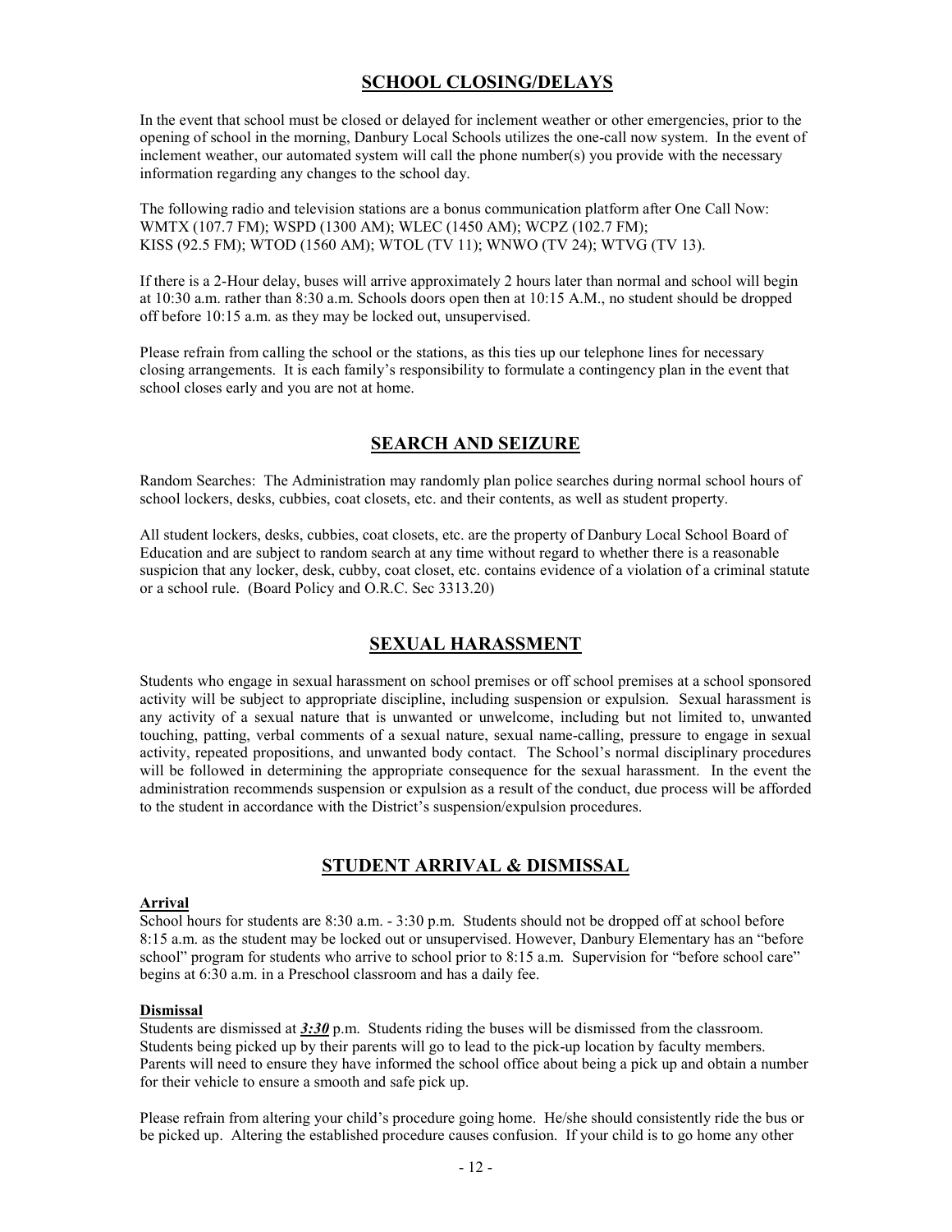## SCHOOL CLOSING/DELAYS

In the event that school must be closed or delayed for inclement weather or other emergencies, prior to the opening of school in the morning, Danbury Local Schools utilizes the one-call now system. In the event of inclement weather, our automated system will call the phone number(s) you provide with the necessary information regarding any changes to the school day.

The following radio and television stations are a bonus communication platform after One Call Now: WMTX (107.7 FM); WSPD (1300 AM); WLEC (1450 AM); WCPZ (102.7 FM); KISS (92.5 FM); WTOD (1560 AM); WTOL (TV 11); WNWO (TV 24); WTVG (TV 13).

If there is a 2-Hour delay, buses will arrive approximately 2 hours later than normal and school will begin at 10:30 a.m. rather than 8:30 a.m. Schools doors open then at 10:15 A.M., no student should be dropped off before 10:15 a.m. as they may be locked out, unsupervised.

Please refrain from calling the school or the stations, as this ties up our telephone lines for necessary closing arrangements. It is each family's responsibility to formulate a contingency plan in the event that school closes early and you are not at home.

## SEARCH AND SEIZURE

Random Searches: The Administration may randomly plan police searches during normal school hours of school lockers, desks, cubbies, coat closets, etc. and their contents, as well as student property.

All student lockers, desks, cubbies, coat closets, etc. are the property of Danbury Local School Board of Education and are subject to random search at any time without regard to whether there is a reasonable suspicion that any locker, desk, cubby, coat closet, etc. contains evidence of a violation of a criminal statute or a school rule. (Board Policy and O.R.C. Sec 3313.20)

## SEXUAL HARASSMENT

Students who engage in sexual harassment on school premises or off school premises at a school sponsored activity will be subject to appropriate discipline, including suspension or expulsion. Sexual harassment is any activity of a sexual nature that is unwanted or unwelcome, including but not limited to, unwanted touching, patting, verbal comments of a sexual nature, sexual name-calling, pressure to engage in sexual activity, repeated propositions, and unwanted body contact. The School's normal disciplinary procedures will be followed in determining the appropriate consequence for the sexual harassment. In the event the administration recommends suspension or expulsion as a result of the conduct, due process will be afforded to the student in accordance with the District's suspension/expulsion procedures.

## STUDENT ARRIVAL & DISMISSAL

**Arrival**

School hours for students are 8:30 a.m. - 3:30 p.m. Students should not be dropped off at school before 8:15 a.m. as the student may be locked out or unsupervised. However, Danbury Elementary has an "before school" program for students who arrive to school prior to 8:15 a.m. Supervision for "before school care" begins at 6:30 a.m. in a Preschool classroom and has a daily fee.

**Dismissal**

Students are dismissed at ***3:30*** p.m. Students riding the buses will be dismissed from the classroom. Students being picked up by their parents will go to lead to the pick-up location by faculty members. Parents will need to ensure they have informed the school office about being a pick up and obtain a number for their vehicle to ensure a smooth and safe pick up.

Please refrain from altering your child's procedure going home. He/she should consistently ride the bus or be picked up. Altering the established procedure causes confusion. If your child is to go home any other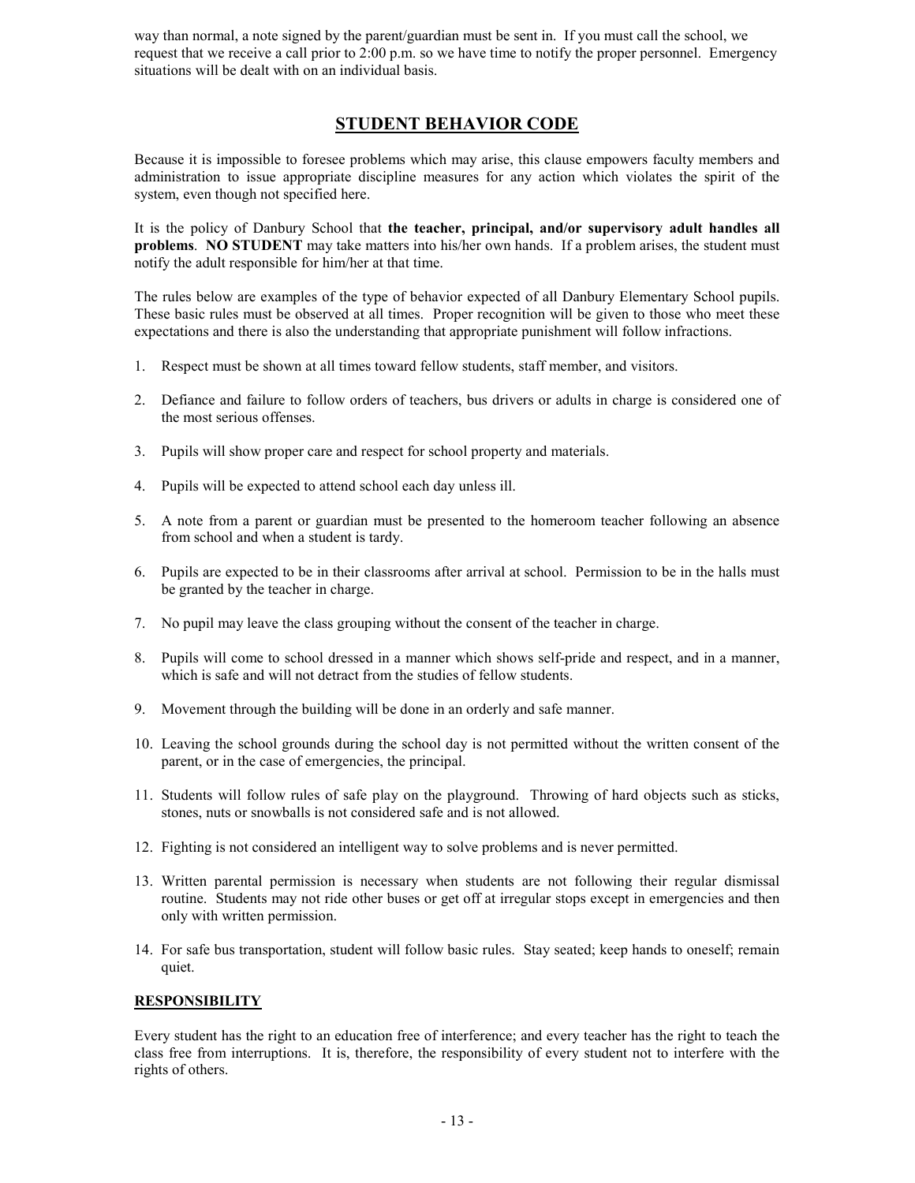way than normal, a note signed by the parent/guardian must be sent in. If you must call the school, we request that we receive a call prior to 2:00 p.m. so we have time to notify the proper personnel. Emergency situations will be dealt with on an individual basis.

## STUDENT BEHAVIOR CODE

Because it is impossible to foresee problems which may arise, this clause empowers faculty members and administration to issue appropriate discipline measures for any action which violates the spirit of the system, even though not specified here.

It is the policy of Danbury School that **the teacher, principal, and/or supervisory adult handles all problems**. **NO STUDENT** may take matters into his/her own hands. If a problem arises, the student must notify the adult responsible for him/her at that time.

The rules below are examples of the type of behavior expected of all Danbury Elementary School pupils. These basic rules must be observed at all times. Proper recognition will be given to those who meet these expectations and there is also the understanding that appropriate punishment will follow infractions.

1. Respect must be shown at all times toward fellow students, staff member, and visitors.
2. Defiance and failure to follow orders of teachers, bus drivers or adults in charge is considered one of the most serious offenses.
3. Pupils will show proper care and respect for school property and materials.
4. Pupils will be expected to attend school each day unless ill.
5. A note from a parent or guardian must be presented to the homeroom teacher following an absence from school and when a student is tardy.
6. Pupils are expected to be in their classrooms after arrival at school. Permission to be in the halls must be granted by the teacher in charge.
7. No pupil may leave the class grouping without the consent of the teacher in charge.
8. Pupils will come to school dressed in a manner which shows self-pride and respect, and in a manner, which is safe and will not detract from the studies of fellow students.
9. Movement through the building will be done in an orderly and safe manner.
10. Leaving the school grounds during the school day is not permitted without the written consent of the parent, or in the case of emergencies, the principal.
11. Students will follow rules of safe play on the playground. Throwing of hard objects such as sticks, stones, nuts or snowballs is not considered safe and is not allowed.
12. Fighting is not considered an intelligent way to solve problems and is never permitted.
13. Written parental permission is necessary when students are not following their regular dismissal routine. Students may not ride other buses or get off at irregular stops except in emergencies and then only with written permission.
14. For safe bus transportation, student will follow basic rules. Stay seated; keep hands to oneself; remain quiet.

### RESPONSIBILITY

Every student has the right to an education free of interference; and every teacher has the right to teach the class free from interruptions. It is, therefore, the responsibility of every student not to interfere with the rights of others.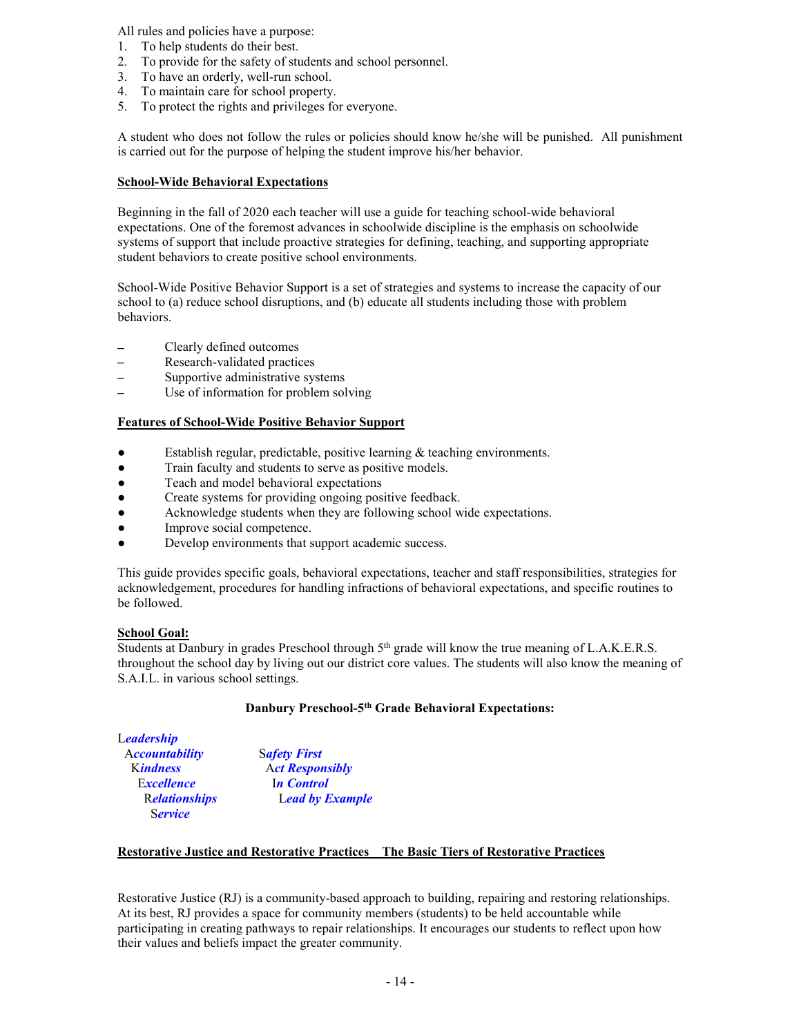All rules and policies have a purpose:

1. To help students do their best.
2. To provide for the safety of students and school personnel.
3. To have an orderly, well-run school.
4. To maintain care for school property.
5. To protect the rights and privileges for everyone.

A student who does not follow the rules or policies should know he/she will be punished. All punishment is carried out for the purpose of helping the student improve his/her behavior.

**School-Wide Behavioral Expectations**

Beginning in the fall of 2020 each teacher will use a guide for teaching school-wide behavioral expectations. One of the foremost advances in schoolwide discipline is the emphasis on schoolwide systems of support that include proactive strategies for defining, teaching, and supporting appropriate student behaviors to create positive school environments.

School-Wide Positive Behavior Support is a set of strategies and systems to increase the capacity of our school to (a) reduce school disruptions, and (b) educate all students including those with problem behaviors.

- Clearly defined outcomes
- Research-validated practices
- Supportive administrative systems
- Use of information for problem solving

**Features of School-Wide Positive Behavior Support**

- Establish regular, predictable, positive learning & teaching environments.
- Train faculty and students to serve as positive models.
- Teach and model behavioral expectations
- Create systems for providing ongoing positive feedback.
- Acknowledge students when they are following school wide expectations.
- Improve social competence.
- Develop environments that support academic success.

This guide provides specific goals, behavioral expectations, teacher and staff responsibilities, strategies for acknowledgement, procedures for handling infractions of behavioral expectations, and specific routines to be followed.

**School Goal:**
Students at Danbury in grades Preschool through 5th grade will know the true meaning of L.A.K.E.R.S. throughout the school day by living out our district core values. The students will also know the meaning of S.A.I.L. in various school settings.

**Danbury Preschool-5th Grade Behavioral Expectations:**

L***eadership***
A***ccountability***
K***indness***
E***xcellence***
R***elationships***
S***ervice***

S***afety First***
A***ct Responsibly***
I***n Control***
L***ead by Example***

**Restorative Justice and Restorative Practices The Basic Tiers of Restorative Practices**

Restorative Justice (RJ) is a community-based approach to building, repairing and restoring relationships. At its best, RJ provides a space for community members (students) to be held accountable while participating in creating pathways to repair relationships. It encourages our students to reflect upon how their values and beliefs impact the greater community.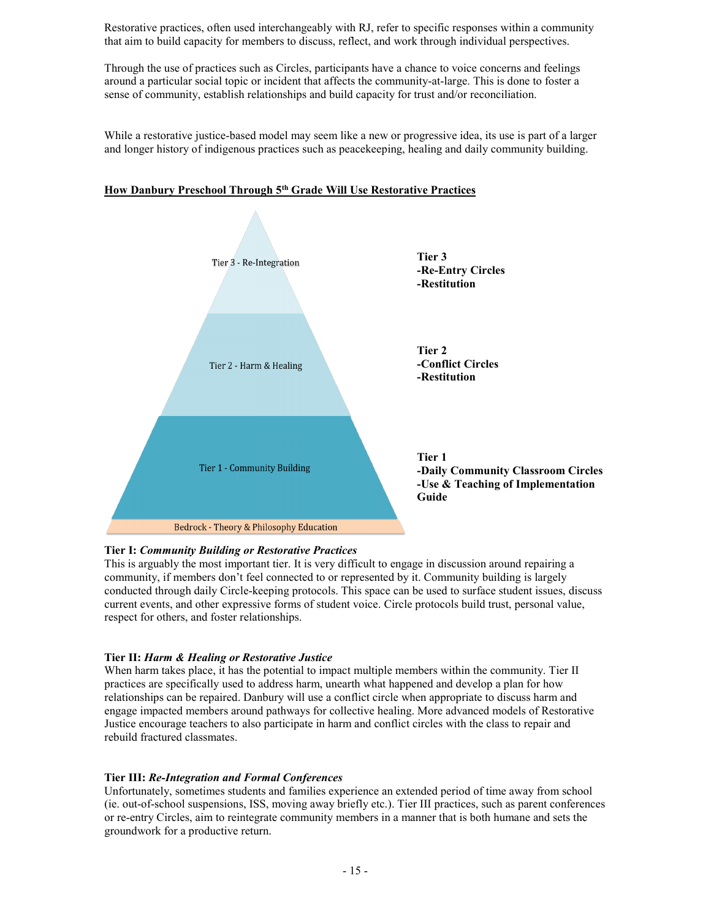Restorative practices, often used interchangeably with RJ, refer to specific responses within a community that aim to build capacity for members to discuss, reflect, and work through individual perspectives.

Through the use of practices such as Circles, participants have a chance to voice concerns and feelings around a particular social topic or incident that affects the community-at-large. This is done to foster a sense of community, establish relationships and build capacity for trust and/or reconciliation.

While a restorative justice-based model may seem like a new or progressive idea, its use is part of a larger and longer history of indigenous practices such as peacekeeping, healing and daily community building.

**How Danbury Preschool Through 5th Grade Will Use Restorative Practices**

Tier 3 - Re-Integration

Tier 2 - Harm & Healing

Tier 1 - Community Building

Bedrock - Theory & Philosophy Education

**Tier 3**
**-Re-Entry Circles**
**-Restitution**

**Tier 2**
**-Conflict Circles**
**-Restitution**

**Tier 1**
**-Daily Community Classroom Circles**
**-Use & Teaching of Implementation Guide**

**Tier I:** ***Community Building or Restorative Practices***

This is arguably the most important tier. It is very difficult to engage in discussion around repairing a community, if members don't feel connected to or represented by it. Community building is largely conducted through daily Circle-keeping protocols. This space can be used to surface student issues, discuss current events, and other expressive forms of student voice. Circle protocols build trust, personal value, respect for others, and foster relationships.

**Tier II:** ***Harm & Healing or Restorative Justice***

When harm takes place, it has the potential to impact multiple members within the community. Tier II practices are specifically used to address harm, unearth what happened and develop a plan for how relationships can be repaired. Danbury will use a conflict circle when appropriate to discuss harm and engage impacted members around pathways for collective healing. More advanced models of Restorative Justice encourage teachers to also participate in harm and conflict circles with the class to repair and rebuild fractured classmates.

**Tier III:** ***Re-Integration and Formal Conferences***

Unfortunately, sometimes students and families experience an extended period of time away from school (ie. out-of-school suspensions, ISS, moving away briefly etc.). Tier III practices, such as parent conferences or re-entry Circles, aim to reintegrate community members in a manner that is both humane and sets the groundwork for a productive return.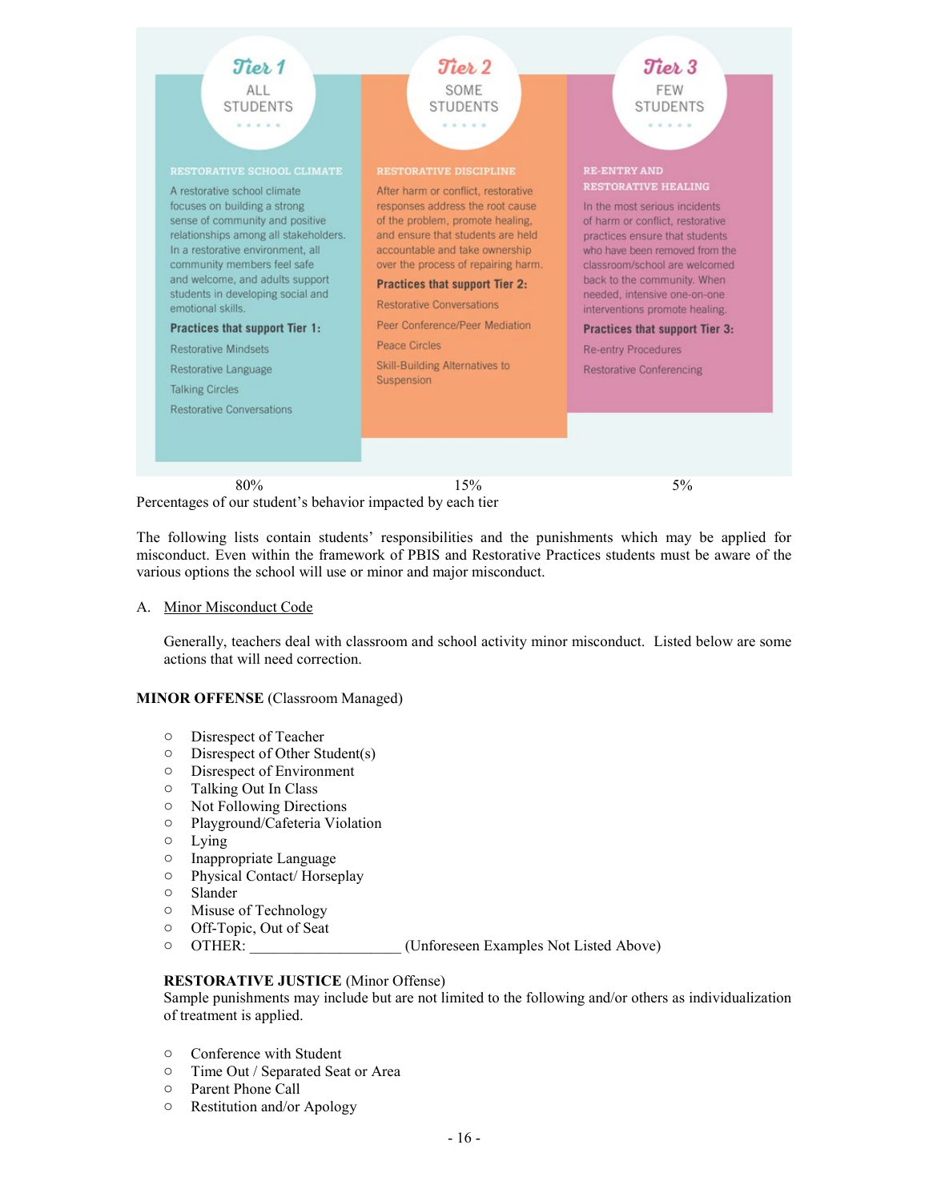## Tier 1
ALL STUDENTS

**RESTORATIVE SCHOOL CLIMATE**

A restorative school climate focuses on building a strong sense of community and positive relationships among all stakeholders. In a restorative environment, all community members feel safe and welcome, and adults support students in developing social and emotional skills.

**Practices that support Tier 1:**

- Restorative Mindsets
- Restorative Language
- Talking Circles
- Restorative Conversations

## Tier 2
SOME STUDENTS

**RESTORATIVE DISCIPLINE**

After harm or conflict, restorative responses address the root cause of the problem, promote healing, and ensure that students are held accountable and take ownership over the process of repairing harm.

**Practices that support Tier 2:**

- Restorative Conversations
- Peer Conference/Peer Mediation
- Peace Circles
- Skill-Building Alternatives to Suspension

## Tier 3
FEW STUDENTS

**RE-ENTRY AND RESTORATIVE HEALING**

In the most serious incidents of harm or conflict, restorative practices ensure that students who have been removed from the classroom/school are welcomed back to the community. When needed, intensive one-on-one interventions promote healing.

**Practices that support Tier 3:**

- Re-entry Procedures
- Restorative Conferencing

| 80% | 15% | 5% |
|---|---|---|

Percentages of our student's behavior impacted by each tier

The following lists contain students' responsibilities and the punishments which may be applied for misconduct. Even within the framework of PBIS and Restorative Practices students must be aware of the various options the school will use or minor and major misconduct.

A. Minor Misconduct Code

Generally, teachers deal with classroom and school activity minor misconduct. Listed below are some actions that will need correction.

**MINOR OFFENSE** (Classroom Managed)

- Disrespect of Teacher
- Disrespect of Other Student(s)
- Disrespect of Environment
- Talking Out In Class
- Not Following Directions
- Playground/Cafeteria Violation
- Lying
- Inappropriate Language
- Physical Contact/ Horseplay
- Slander
- Misuse of Technology
- Off-Topic, Out of Seat
- OTHER: ____________________ (Unforeseen Examples Not Listed Above)

**RESTORATIVE JUSTICE** (Minor Offense)
Sample punishments may include but are not limited to the following and/or others as individualization of treatment is applied.

- Conference with Student
- Time Out / Separated Seat or Area
- Parent Phone Call
- Restitution and/or Apology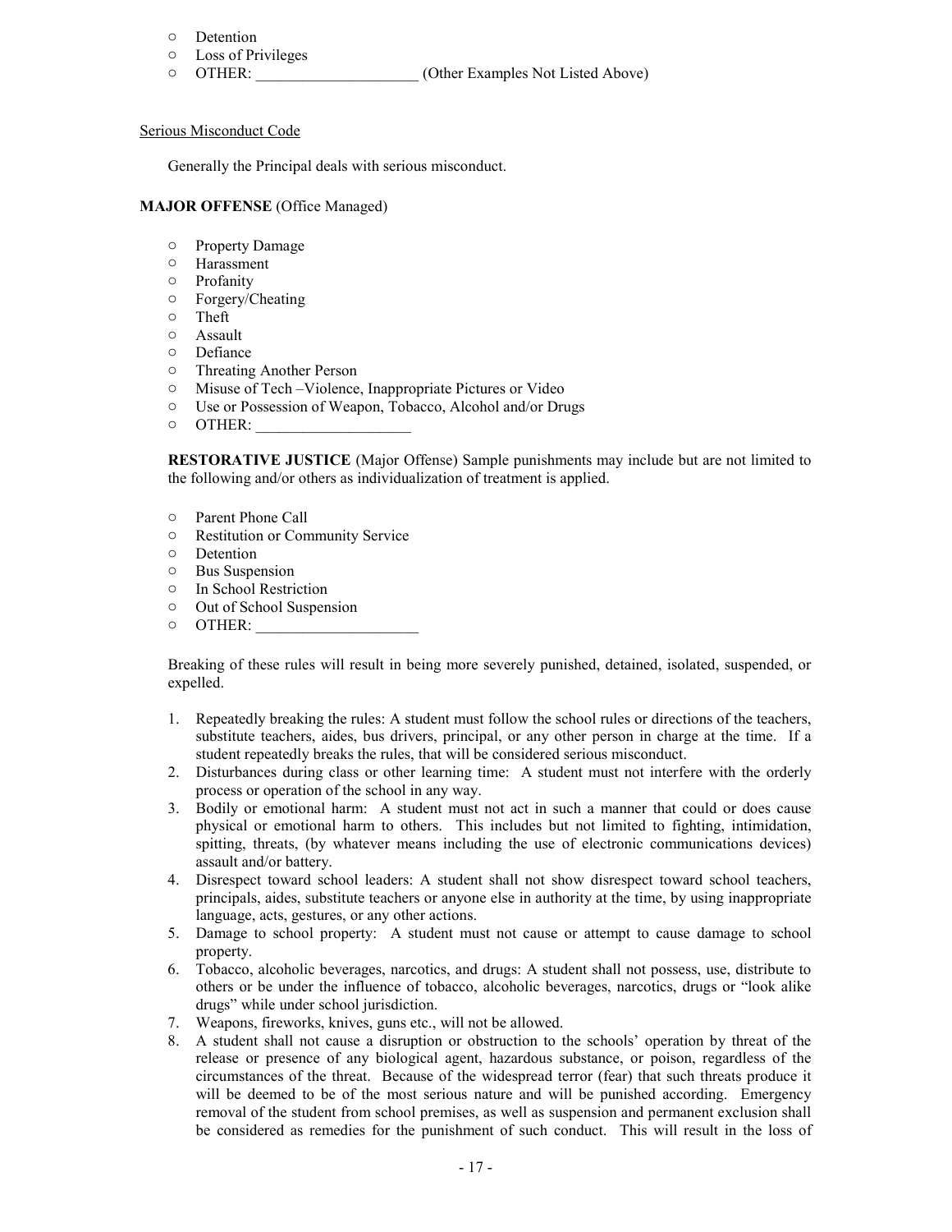- Detention
- Loss of Privileges
- OTHER: _____________________ (Other Examples Not Listed Above)

Serious Misconduct Code

Generally the Principal deals with serious misconduct.

**MAJOR OFFENSE** (Office Managed)

- Property Damage
- Harassment
- Profanity
- Forgery/Cheating
- Theft
- Assault
- Defiance
- Threating Another Person
- Misuse of Tech –Violence, Inappropriate Pictures or Video
- Use or Possession of Weapon, Tobacco, Alcohol and/or Drugs
- OTHER: ____________________

**RESTORATIVE JUSTICE** (Major Offense) Sample punishments may include but are not limited to the following and/or others as individualization of treatment is applied.

- Parent Phone Call
- Restitution or Community Service
- Detention
- Bus Suspension
- In School Restriction
- Out of School Suspension
- OTHER: _____________________

Breaking of these rules will result in being more severely punished, detained, isolated, suspended, or expelled.

1. Repeatedly breaking the rules: A student must follow the school rules or directions of the teachers, substitute teachers, aides, bus drivers, principal, or any other person in charge at the time. If a student repeatedly breaks the rules, that will be considered serious misconduct.
2. Disturbances during class or other learning time: A student must not interfere with the orderly process or operation of the school in any way.
3. Bodily or emotional harm: A student must not act in such a manner that could or does cause physical or emotional harm to others. This includes but not limited to fighting, intimidation, spitting, threats, (by whatever means including the use of electronic communications devices) assault and/or battery.
4. Disrespect toward school leaders: A student shall not show disrespect toward school teachers, principals, aides, substitute teachers or anyone else in authority at the time, by using inappropriate language, acts, gestures, or any other actions.
5. Damage to school property: A student must not cause or attempt to cause damage to school property.
6. Tobacco, alcoholic beverages, narcotics, and drugs: A student shall not possess, use, distribute to others or be under the influence of tobacco, alcoholic beverages, narcotics, drugs or "look alike drugs" while under school jurisdiction.
7. Weapons, fireworks, knives, guns etc., will not be allowed.
8. A student shall not cause a disruption or obstruction to the schools' operation by threat of the release or presence of any biological agent, hazardous substance, or poison, regardless of the circumstances of the threat. Because of the widespread terror (fear) that such threats produce it will be deemed to be of the most serious nature and will be punished according. Emergency removal of the student from school premises, as well as suspension and permanent exclusion shall be considered as remedies for the punishment of such conduct. This will result in the loss of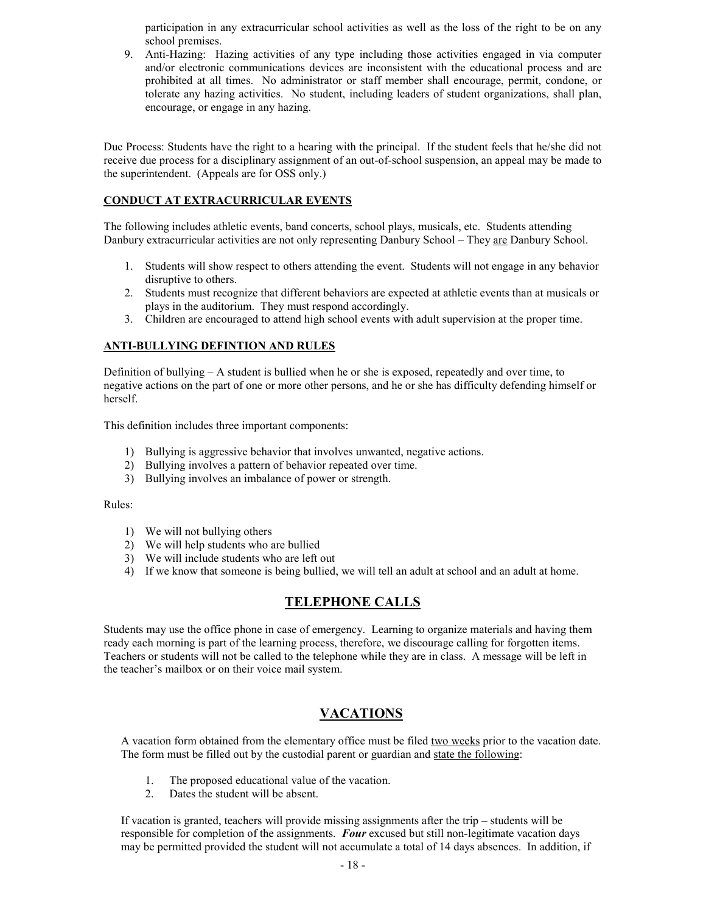participation in any extracurricular school activities as well as the loss of the right to be on any school premises.

9. Anti-Hazing: Hazing activities of any type including those activities engaged in via computer and/or electronic communications devices are inconsistent with the educational process and are prohibited at all times. No administrator or staff member shall encourage, permit, condone, or tolerate any hazing activities. No student, including leaders of student organizations, shall plan, encourage, or engage in any hazing.

Due Process: Students have the right to a hearing with the principal. If the student feels that he/she did not receive due process for a disciplinary assignment of an out-of-school suspension, an appeal may be made to the superintendent. (Appeals are for OSS only.)

### CONDUCT AT EXTRACURRICULAR EVENTS

The following includes athletic events, band concerts, school plays, musicals, etc. Students attending Danbury extracurricular activities are not only representing Danbury School – They are Danbury School.

1. Students will show respect to others attending the event. Students will not engage in any behavior disruptive to others.
2. Students must recognize that different behaviors are expected at athletic events than at musicals or plays in the auditorium. They must respond accordingly.
3. Children are encouraged to attend high school events with adult supervision at the proper time.

### ANTI-BULLYING DEFINTION AND RULES

Definition of bullying – A student is bullied when he or she is exposed, repeatedly and over time, to negative actions on the part of one or more other persons, and he or she has difficulty defending himself or herself.

This definition includes three important components:

1) Bullying is aggressive behavior that involves unwanted, negative actions.
2) Bullying involves a pattern of behavior repeated over time.
3) Bullying involves an imbalance of power or strength.

Rules:

1) We will not bullying others
2) We will help students who are bullied
3) We will include students who are left out
4) If we know that someone is being bullied, we will tell an adult at school and an adult at home.

## TELEPHONE CALLS

Students may use the office phone in case of emergency. Learning to organize materials and having them ready each morning is part of the learning process, therefore, we discourage calling for forgotten items. Teachers or students will not be called to the telephone while they are in class. A message will be left in the teacher's mailbox or on their voice mail system.

## VACATIONS

A vacation form obtained from the elementary office must be filed two weeks prior to the vacation date. The form must be filled out by the custodial parent or guardian and state the following:

1. The proposed educational value of the vacation.
2. Dates the student will be absent.

If vacation is granted, teachers will provide missing assignments after the trip – students will be responsible for completion of the assignments. ***Four*** excused but still non-legitimate vacation days may be permitted provided the student will not accumulate a total of 14 days absences. In addition, if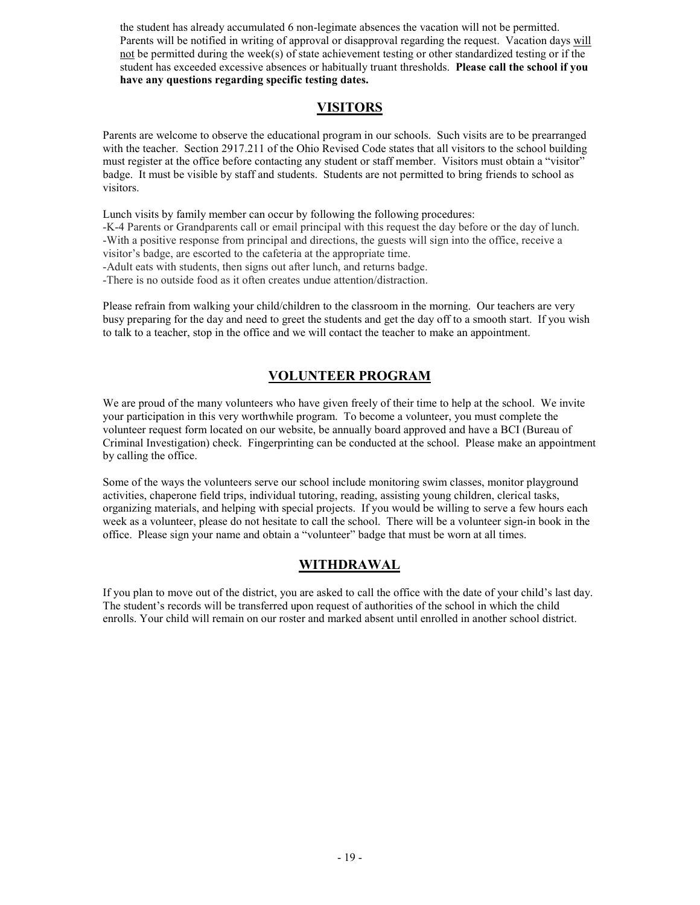the student has already accumulated 6 non-legimate absences the vacation will not be permitted. Parents will be notified in writing of approval or disapproval regarding the request. Vacation days will not be permitted during the week(s) of state achievement testing or other standardized testing or if the student has exceeded excessive absences or habitually truant thresholds. **Please call the school if you have any questions regarding specific testing dates.**

## VISITORS

Parents are welcome to observe the educational program in our schools. Such visits are to be prearranged with the teacher. Section 2917.211 of the Ohio Revised Code states that all visitors to the school building must register at the office before contacting any student or staff member. Visitors must obtain a "visitor" badge. It must be visible by staff and students. Students are not permitted to bring friends to school as visitors.

Lunch visits by family member can occur by following the following procedures:
-K-4 Parents or Grandparents call or email principal with this request the day before or the day of lunch.
-With a positive response from principal and directions, the guests will sign into the office, receive a visitor's badge, are escorted to the cafeteria at the appropriate time.
-Adult eats with students, then signs out after lunch, and returns badge.
-There is no outside food as it often creates undue attention/distraction.

Please refrain from walking your child/children to the classroom in the morning. Our teachers are very busy preparing for the day and need to greet the students and get the day off to a smooth start. If you wish to talk to a teacher, stop in the office and we will contact the teacher to make an appointment.

## VOLUNTEER PROGRAM

We are proud of the many volunteers who have given freely of their time to help at the school. We invite your participation in this very worthwhile program. To become a volunteer, you must complete the volunteer request form located on our website, be annually board approved and have a BCI (Bureau of Criminal Investigation) check. Fingerprinting can be conducted at the school. Please make an appointment by calling the office.

Some of the ways the volunteers serve our school include monitoring swim classes, monitor playground activities, chaperone field trips, individual tutoring, reading, assisting young children, clerical tasks, organizing materials, and helping with special projects. If you would be willing to serve a few hours each week as a volunteer, please do not hesitate to call the school. There will be a volunteer sign-in book in the office. Please sign your name and obtain a "volunteer" badge that must be worn at all times.

## WITHDRAWAL

If you plan to move out of the district, you are asked to call the office with the date of your child's last day. The student's records will be transferred upon request of authorities of the school in which the child enrolls. Your child will remain on our roster and marked absent until enrolled in another school district.